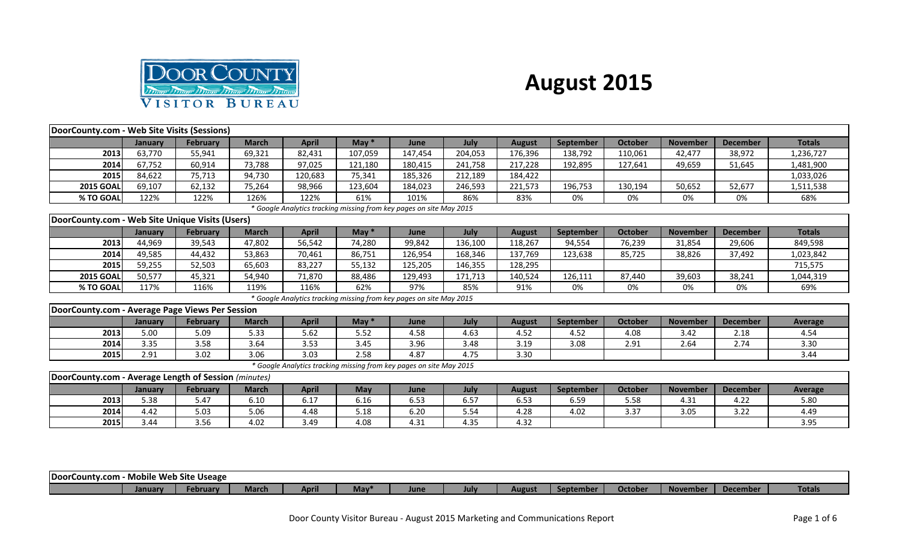# August 2015

| DoorCounty.com - Web Site Visits (Sessions) | | | | | | | | | | | | | |
|---|---|---|---|---|---|---|---|---|---|---|---|---|---|
| | January | February | March | April | May * | June | July | August | September | October | November | December | Totals |
| 2013 | 63,770 | 55,941 | 69,321 | 82,431 | 107,059 | 147,454 | 204,053 | 176,396 | 138,792 | 110,061 | 42,477 | 38,972 | 1,236,727 |
| 2014 | 67,752 | 60,914 | 73,788 | 97,025 | 121,180 | 180,415 | 241,758 | 217,228 | 192,895 | 127,641 | 49,659 | 51,645 | 1,481,900 |
| 2015 | 84,622 | 75,713 | 94,730 | 120,683 | 75,341 | 185,326 | 212,189 | 184,422 | | | | | 1,033,026 |
| 2015 GOAL | 69,107 | 62,132 | 75,264 | 98,966 | 123,604 | 184,023 | 246,593 | 221,573 | 196,753 | 130,194 | 50,652 | 52,677 | 1,511,538 |
| % TO GOAL | 122% | 122% | 126% | 122% | 61% | 101% | 86% | 83% | 0% | 0% | 0% | 0% | 68% |

* Google Analytics tracking missing from key pages on site May 2015

| DoorCounty.com - Web Site Unique Visits (Users) | | | | | | | | | | | | | |
|---|---|---|---|---|---|---|---|---|---|---|---|---|---|
| | January | February | March | April | May * | June | July | August | September | October | November | December | Totals |
| 2013 | 44,969 | 39,543 | 47,802 | 56,542 | 74,280 | 99,842 | 136,100 | 118,267 | 94,554 | 76,239 | 31,854 | 29,606 | 849,598 |
| 2014 | 49,585 | 44,432 | 53,863 | 70,461 | 86,751 | 126,954 | 168,346 | 137,769 | 123,638 | 85,725 | 38,826 | 37,492 | 1,023,842 |
| 2015 | 59,255 | 52,503 | 65,603 | 83,227 | 55,132 | 125,205 | 146,355 | 128,295 | | | | | 715,575 |
| 2015 GOAL | 50,577 | 45,321 | 54,940 | 71,870 | 88,486 | 129,493 | 171,713 | 140,524 | 126,111 | 87,440 | 39,603 | 38,241 | 1,044,319 |
| % TO GOAL | 117% | 116% | 119% | 116% | 62% | 97% | 85% | 91% | 0% | 0% | 0% | 0% | 69% |

* Google Analytics tracking missing from key pages on site May 2015

| DoorCounty.com - Average Page Views Per Session | | | | | | | | | | | | | |
|---|---|---|---|---|---|---|---|---|---|---|---|---|---|
| | January | February | March | April | May * | June | July | August | September | October | November | December | Average |
| 2013 | 5.00 | 5.09 | 5.33 | 5.62 | 5.52 | 4.58 | 4.63 | 4.52 | 4.52 | 4.08 | 3.42 | 2.18 | 4.54 |
| 2014 | 3.35 | 3.58 | 3.64 | 3.53 | 3.45 | 3.96 | 3.48 | 3.19 | 3.08 | 2.91 | 2.64 | 2.74 | 3.30 |
| 2015 | 2.91 | 3.02 | 3.06 | 3.03 | 2.58 | 4.87 | 4.75 | 3.30 | | | | | 3.44 |

* Google Analytics tracking missing from key pages on site May 2015

| DoorCounty.com - Average Length of Session *(minutes)* | | | | | | | | | | | | | |
|---|---|---|---|---|---|---|---|---|---|---|---|---|---|
| | January | February | March | April | May | June | July | August | September | October | November | December | Average |
| 2013 | 5.38 | 5.47 | 6.10 | 6.17 | 6.16 | 6.53 | 6.57 | 6.53 | 6.59 | 5.58 | 4.31 | 4.22 | 5.80 |
| 2014 | 4.42 | 5.03 | 5.06 | 4.48 | 5.18 | 6.20 | 5.54 | 4.28 | 4.02 | 3.37 | 3.05 | 3.22 | 4.49 |
| 2015 | 3.44 | 3.56 | 4.02 | 3.49 | 4.08 | 4.31 | 4.35 | 4.32 | | | | | 3.95 |

| DoorCounty.com - Mobile Web Site Useage | | | | | | | | | | | | | |
|---|---|---|---|---|---|---|---|---|---|---|---|---|---|
| | January | February | March | April | May* | June | July | August | September | October | November | December | Totals |

Door County Visitor Bureau - August 2015 Marketing and Communications Report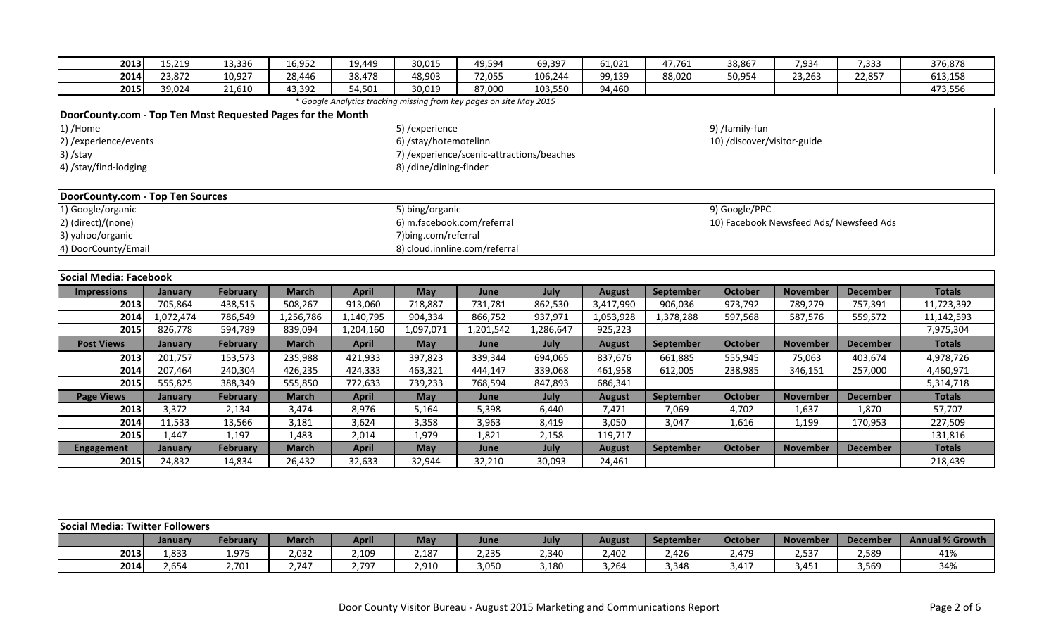| | | | | | | | | | | | | | |
|---|---|---|---|---|---|---|---|---|---|---|---|---|---|
| **2013** | 15,219 | 13,336 | 16,952 | 19,449 | 30,015 | 49,594 | 69,397 | 61,021 | 47,761 | 38,867 | 7,934 | 7,333 | 376,878 |
| **2014** | 23,872 | 10,927 | 28,446 | 38,478 | 48,903 | 72,055 | 106,244 | 99,139 | 88,020 | 50,954 | 23,263 | 22,857 | 613,158 |
| **2015** | 39,024 | 21,610 | 43,392 | 54,501 | 30,019 | 87,000 | 103,550 | 94,460 | | | | | 473,556 |

*\* Google Analytics tracking missing from key pages on site May 2015*

## DoorCounty.com - Top Ten Most Requested Pages for the Month

1) /Home
2) /experience/events
3) /stay
4) /stay/find-lodging
5) /experience
6) /stay/hotemotelinn
7) /experience/scenic-attractions/beaches
8) /dine/dining-finder
9) /family-fun
10) /discover/visitor-guide

## DoorCounty.com - Top Ten Sources

1) Google/organic
2) (direct)/(none)
3) yahoo/organic
4) DoorCounty/Email
5) bing/organic
6) m.facebook.com/referral
7) bing.com/referral
8) cloud.innline.com/referral
9) Google/PPC
10) Facebook Newsfeed Ads/ Newsfeed Ads

## Social Media: Facebook

| Impressions | January | February | March | April | May | June | July | August | September | October | November | December | Totals |
|---|---|---|---|---|---|---|---|---|---|---|---|---|---|
| **2013** | 705,864 | 438,515 | 508,267 | 913,060 | 718,887 | 731,781 | 862,530 | 3,417,990 | 906,036 | 973,792 | 789,279 | 757,391 | 11,723,392 |
| **2014** | 1,072,474 | 786,549 | 1,256,786 | 1,140,795 | 904,334 | 866,752 | 937,971 | 1,053,928 | 1,378,288 | 597,568 | 587,576 | 559,572 | 11,142,593 |
| **2015** | 826,778 | 594,789 | 839,094 | 1,204,160 | 1,097,071 | 1,201,542 | 1,286,647 | 925,223 | | | | | 7,975,304 |
| **Post Views** | **January** | **February** | **March** | **April** | **May** | **June** | **July** | **August** | **September** | **October** | **November** | **December** | **Totals** |
| **2013** | 201,757 | 153,573 | 235,988 | 421,933 | 397,823 | 339,344 | 694,065 | 837,676 | 661,885 | 555,945 | 75,063 | 403,674 | 4,978,726 |
| **2014** | 207,464 | 240,304 | 426,235 | 424,333 | 463,321 | 444,147 | 339,068 | 461,958 | 612,005 | 238,985 | 346,151 | 257,000 | 4,460,971 |
| **2015** | 555,825 | 388,349 | 555,850 | 772,633 | 739,233 | 768,594 | 847,893 | 686,341 | | | | | 5,314,718 |
| **Page Views** | **January** | **February** | **March** | **April** | **May** | **June** | **July** | **August** | **September** | **October** | **November** | **December** | **Totals** |
| **2013** | 3,372 | 2,134 | 3,474 | 8,976 | 5,164 | 5,398 | 6,440 | 7,471 | 7,069 | 4,702 | 1,637 | 1,870 | 57,707 |
| **2014** | 11,533 | 13,566 | 3,181 | 3,624 | 3,358 | 3,963 | 8,419 | 3,050 | 3,047 | 1,616 | 1,199 | 170,953 | 227,509 |
| **2015** | 1,447 | 1,197 | 1,483 | 2,014 | 1,979 | 1,821 | 2,158 | 119,717 | | | | | 131,816 |
| **Engagement** | **January** | **February** | **March** | **April** | **May** | **June** | **July** | **August** | **September** | **October** | **November** | **December** | **Totals** |
| **2015** | 24,832 | 14,834 | 26,432 | 32,633 | 32,944 | 32,210 | 30,093 | 24,461 | | | | | 218,439 |

## Social Media: Twitter Followers

| | January | February | March | April | May | June | July | August | September | October | November | December | Annual % Growth |
|---|---|---|---|---|---|---|---|---|---|---|---|---|---|
| **2013** | 1,833 | 1,975 | 2,032 | 2,109 | 2,187 | 2,235 | 2,340 | 2,402 | 2,426 | 2,479 | 2,537 | 2,589 | 41% |
| **2014** | 2,654 | 2,701 | 2,747 | 2,797 | 2,910 | 3,050 | 3,180 | 3,264 | 3,348 | 3,417 | 3,451 | 3,569 | 34% |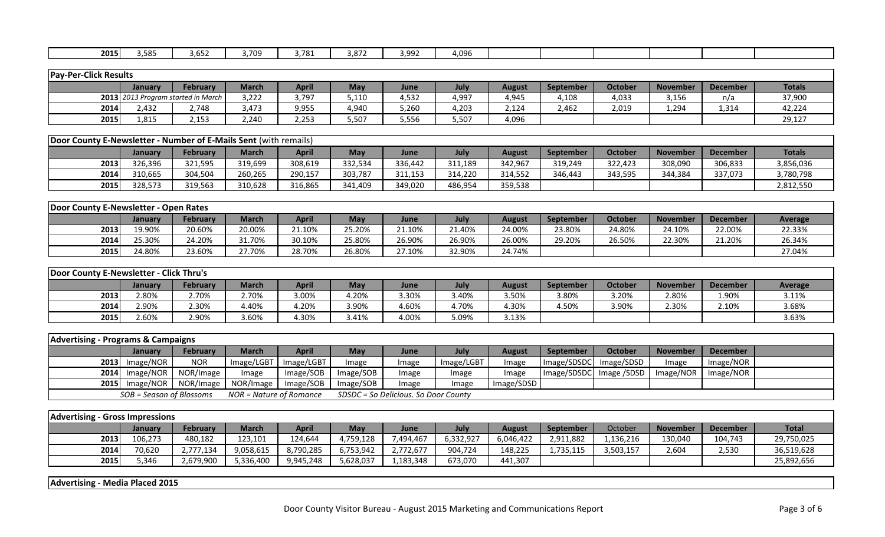| 2015 | 3,585 | 3,652 | 3,709 | 3,781 | 3,872 | 3,992 | 4,096 | | | | | | |
|---|---|---|---|---|---|---|---|---|---|---|---|---|---|

**Pay-Per-Click Results**

| | January | February | March | April | May | June | July | August | September | October | November | December | Totals |
|---|---|---|---|---|---|---|---|---|---|---|---|---|---|
| 2013 | *2013 Program started in March* | | 3,222 | 3,797 | 5,110 | 4,532 | 4,997 | 4,945 | 4,108 | 4,033 | 3,156 | n/a | 37,900 |
| 2014 | 2,432 | 2,748 | 3,473 | 9,955 | 4,940 | 5,260 | 4,203 | 2,124 | 2,462 | 2,019 | 1,294 | 1,314 | 42,224 |
| 2015 | 1,815 | 2,153 | 2,240 | 2,253 | 5,507 | 5,556 | 5,507 | 4,096 | | | | | 29,127 |

**Door County E-Newsletter - Number of E-Mails Sent** (with remails)

| | January | February | March | April | May | June | July | August | September | October | November | December | Totals |
|---|---|---|---|---|---|---|---|---|---|---|---|---|---|
| 2013 | 326,396 | 321,595 | 319,699 | 308,619 | 332,534 | 336,442 | 311,189 | 342,967 | 319,249 | 322,423 | 308,090 | 306,833 | 3,856,036 |
| 2014 | 310,665 | 304,504 | 260,265 | 290,157 | 303,787 | 311,153 | 314,220 | 314,552 | 346,443 | 343,595 | 344,384 | 337,073 | 3,780,798 |
| 2015 | 328,573 | 319,563 | 310,628 | 316,865 | 341,409 | 349,020 | 486,954 | 359,538 | | | | | 2,812,550 |

**Door County E-Newsletter - Open Rates**

| | January | February | March | April | May | June | July | August | September | October | November | December | Average |
|---|---|---|---|---|---|---|---|---|---|---|---|---|---|
| 2013 | 19.90% | 20.60% | 20.00% | 21.10% | 25.20% | 21.10% | 21.40% | 24.00% | 23.80% | 24.80% | 24.10% | 22.00% | 22.33% |
| 2014 | 25.30% | 24.20% | 31.70% | 30.10% | 25.80% | 26.90% | 26.90% | 26.00% | 29.20% | 26.50% | 22.30% | 21.20% | 26.34% |
| 2015 | 24.80% | 23.60% | 27.70% | 28.70% | 26.80% | 27.10% | 32.90% | 24.74% | | | | | 27.04% |

**Door County E-Newsletter - Click Thru's**

| | January | February | March | April | May | June | July | August | September | October | November | December | Average |
|---|---|---|---|---|---|---|---|---|---|---|---|---|---|
| 2013 | 2.80% | 2.70% | 2.70% | 3.00% | 4.20% | 3.30% | 3.40% | 3.50% | 3.80% | 3.20% | 2.80% | 1.90% | 3.11% |
| 2014 | 2.90% | 2.30% | 4.40% | 4.20% | 3.90% | 4.60% | 4.70% | 4.30% | 4.50% | 3.90% | 2.30% | 2.10% | 3.68% |
| 2015 | 2.60% | 2.90% | 3.60% | 4.30% | 3.41% | 4.00% | 5.09% | 3.13% | | | | | 3.63% |

**Advertising - Programs & Campaigns**

| | January | February | March | April | May | June | July | August | September | October | November | December | |
|---|---|---|---|---|---|---|---|---|---|---|---|---|---|
| 2013 | Image/NOR | NOR | Image/LGBT | Image/LGBT | Image | Image | Image/LGBT | Image | Image/SDSDC | Image/SDSD | Image | Image/NOR | |
| 2014 | Image/NOR | NOR/Image | Image | Image/SOB | Image/SOB | Image | Image | Image | Image/SDSDC | Image /SDSD | Image/NOR | Image/NOR | |
| 2015 | Image/NOR | NOR/Image | NOR/Image | Image/SOB | Image/SOB | Image | Image | Image/SDSD | | | | | |
| | *SOB = Season of Blossoms* | | *NOR = Nature of Romance* | | *SDSDC = So Delicious. So Door County* | | | | | | | | |

**Advertising - Gross Impressions**

| | January | February | March | April | May | June | July | August | September | October | November | December | Total |
|---|---|---|---|---|---|---|---|---|---|---|---|---|---|
| 2013 | 106,273 | 480,182 | 123,101 | 124,644 | 4,759,128 | 7,494,467 | 6,332,927 | 6,046,422 | 2,911,882 | 1,136,216 | 130,040 | 104,743 | 29,750,025 |
| 2014 | 70,620 | 2,777,134 | 9,058,615 | 8,790,285 | 6,753,942 | 2,772,677 | 904,724 | 148,225 | 1,735,115 | 3,503,157 | 2,604 | 2,530 | 36,519,628 |
| 2015 | 5,346 | 2,679,900 | 5,336,400 | 9,945,248 | 5,628,037 | 1,183,348 | 673,070 | 441,307 | | | | | 25,892,656 |

**Advertising - Media Placed 2015**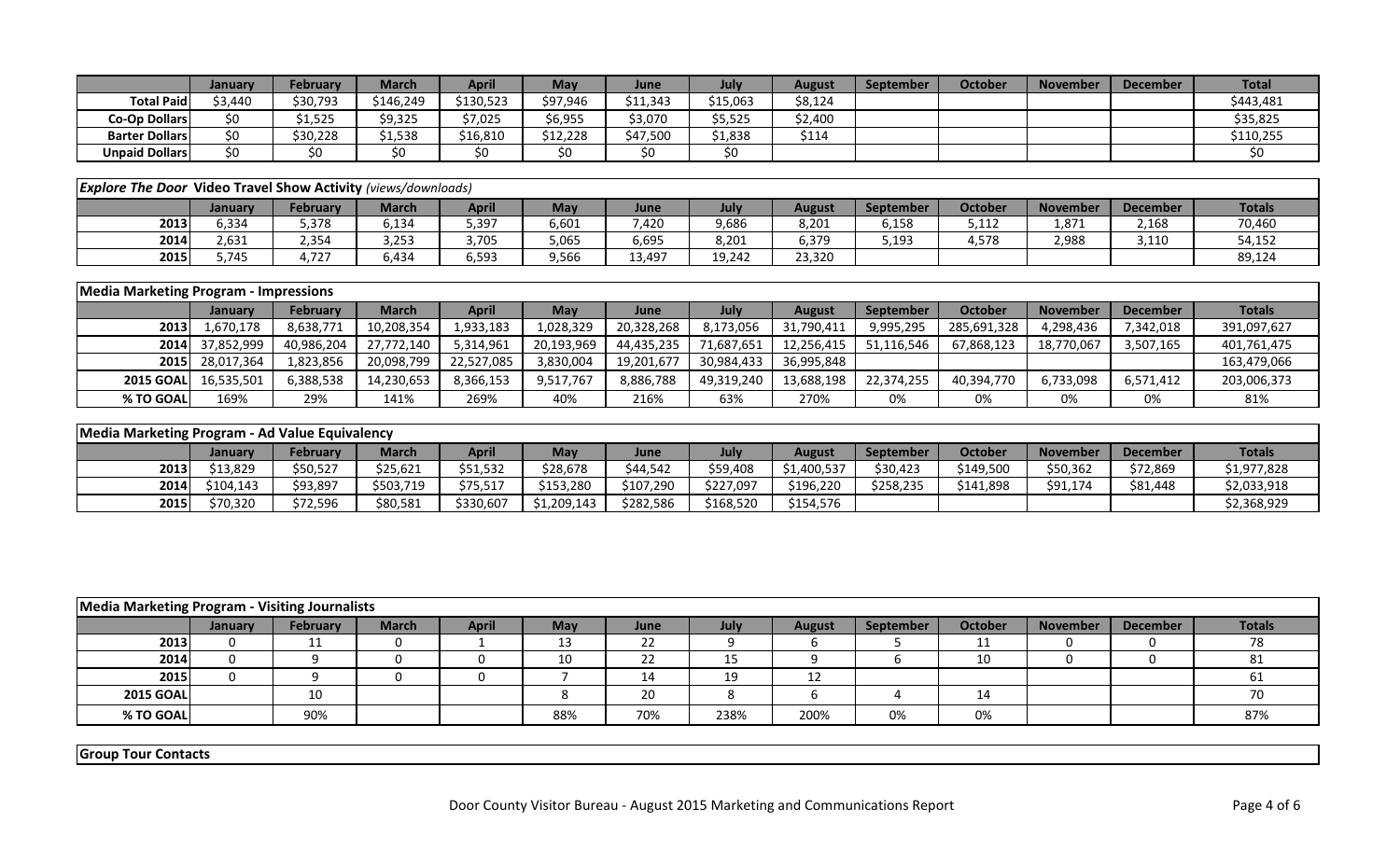| | January | February | March | April | May | June | July | August | September | October | November | December | Total |
|---|---|---|---|---|---|---|---|---|---|---|---|---|---|
| **Total Paid** | $3,440 | $30,793 | $146,249 | $130,523 | $97,946 | $11,343 | $15,063 | $8,124 | | | | | $443,481 |
| **Co-Op Dollars** | $0 | $1,525 | $9,325 | $7,025 | $6,955 | $3,070 | $5,525 | $2,400 | | | | | $35,825 |
| **Barter Dollars** | $0 | $30,228 | $1,538 | $16,810 | $12,228 | $47,500 | $1,838 | $114 | | | | | $110,255 |
| **Unpaid Dollars** | $0 | $0 | $0 | $0 | $0 | $0 | $0 | | | | | | $0 |

***Explore The Door* Video Travel Show Activity** *(views/downloads)*

| | January | February | March | April | May | June | July | August | September | October | November | December | Totals |
|---|---|---|---|---|---|---|---|---|---|---|---|---|---|
| **2013** | 6,334 | 5,378 | 6,134 | 5,397 | 6,601 | 7,420 | 9,686 | 8,201 | 6,158 | 5,112 | 1,871 | 2,168 | 70,460 |
| **2014** | 2,631 | 2,354 | 3,253 | 3,705 | 5,065 | 6,695 | 8,201 | 6,379 | 5,193 | 4,578 | 2,988 | 3,110 | 54,152 |
| **2015** | 5,745 | 4,727 | 6,434 | 6,593 | 9,566 | 13,497 | 19,242 | 23,320 | | | | | 89,124 |

**Media Marketing Program - Impressions**

| | January | February | March | April | May | June | July | August | September | October | November | December | Totals |
|---|---|---|---|---|---|---|---|---|---|---|---|---|---|
| **2013** | 1,670,178 | 8,638,771 | 10,208,354 | 1,933,183 | 1,028,329 | 20,328,268 | 8,173,056 | 31,790,411 | 9,995,295 | 285,691,328 | 4,298,436 | 7,342,018 | 391,097,627 |
| **2014** | 37,852,999 | 40,986,204 | 27,772,140 | 5,314,961 | 20,193,969 | 44,435,235 | 71,687,651 | 12,256,415 | 51,116,546 | 67,868,123 | 18,770,067 | 3,507,165 | 401,761,475 |
| **2015** | 28,017,364 | 1,823,856 | 20,098,799 | 22,527,085 | 3,830,004 | 19,201,677 | 30,984,433 | 36,995,848 | | | | | 163,479,066 |
| **2015 GOAL** | 16,535,501 | 6,388,538 | 14,230,653 | 8,366,153 | 9,517,767 | 8,886,788 | 49,319,240 | 13,688,198 | 22,374,255 | 40,394,770 | 6,733,098 | 6,571,412 | 203,006,373 |
| **% TO GOAL** | 169% | 29% | 141% | 269% | 40% | 216% | 63% | 270% | 0% | 0% | 0% | 0% | 81% |

**Media Marketing Program - Ad Value Equivalency**

| | January | February | March | April | May | June | July | August | September | October | November | December | Totals |
|---|---|---|---|---|---|---|---|---|---|---|---|---|---|
| **2013** | $13,829 | $50,527 | $25,621 | $51,532 | $28,678 | $44,542 | $59,408 | $1,400,537 | $30,423 | $149,500 | $50,362 | $72,869 | $1,977,828 |
| **2014** | $104,143 | $93,897 | $503,719 | $75,517 | $153,280 | $107,290 | $227,097 | $196,220 | $258,235 | $141,898 | $91,174 | $81,448 | $2,033,918 |
| **2015** | $70,320 | $72,596 | $80,581 | $330,607 | $1,209,143 | $282,586 | $168,520 | $154,576 | | | | | $2,368,929 |

**Media Marketing Program - Visiting Journalists**

| | January | February | March | April | May | June | July | August | September | October | November | December | Totals |
|---|---|---|---|---|---|---|---|---|---|---|---|---|---|
| **2013** | 0 | 11 | 0 | 1 | 13 | 22 | 9 | 6 | 5 | 11 | 0 | 0 | 78 |
| **2014** | 0 | 9 | 0 | 0 | 10 | 22 | 15 | 9 | 6 | 10 | 0 | 0 | 81 |
| **2015** | 0 | 9 | 0 | 0 | 7 | 14 | 19 | 12 | | | | | 61 |
| **2015 GOAL** | | 10 | | | 8 | 20 | 8 | 6 | 4 | 14 | | | 70 |
| **% TO GOAL** | | 90% | | | 88% | 70% | 238% | 200% | 0% | 0% | | | 87% |

**Group Tour Contacts**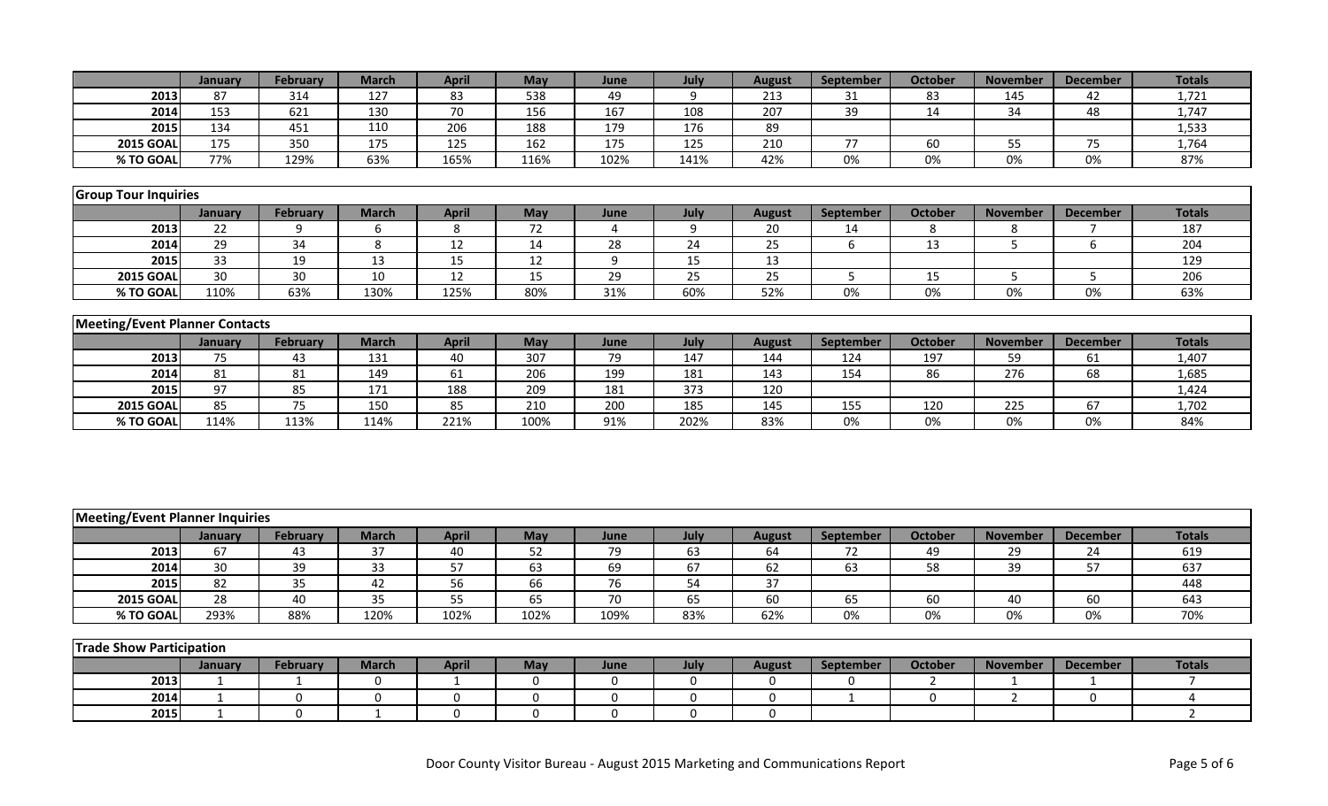| | January | February | March | April | May | June | July | August | September | October | November | December | Totals |
|---|---|---|---|---|---|---|---|---|---|---|---|---|---|
| 2013 | 87 | 314 | 127 | 83 | 538 | 49 | 9 | 213 | 31 | 83 | 145 | 42 | 1,721 |
| 2014 | 153 | 621 | 130 | 70 | 156 | 167 | 108 | 207 | 39 | 14 | 34 | 48 | 1,747 |
| 2015 | 134 | 451 | 110 | 206 | 188 | 179 | 176 | 89 | | | | | 1,533 |
| 2015 GOAL | 175 | 350 | 175 | 125 | 162 | 175 | 125 | 210 | 77 | 60 | 55 | 75 | 1,764 |
| % TO GOAL | 77% | 129% | 63% | 165% | 116% | 102% | 141% | 42% | 0% | 0% | 0% | 0% | 87% |

| Group Tour Inquiries | | | | | | | | | | | | | |
|---|---|---|---|---|---|---|---|---|---|---|---|---|---|
| | January | February | March | April | May | June | July | August | September | October | November | December | Totals |
| 2013 | 22 | 9 | 6 | 8 | 72 | 4 | 9 | 20 | 14 | 8 | 8 | 7 | 187 |
| 2014 | 29 | 34 | 8 | 12 | 14 | 28 | 24 | 25 | 6 | 13 | 5 | 6 | 204 |
| 2015 | 33 | 19 | 13 | 15 | 12 | 9 | 15 | 13 | | | | | 129 |
| 2015 GOAL | 30 | 30 | 10 | 12 | 15 | 29 | 25 | 25 | 5 | 15 | 5 | 5 | 206 |
| % TO GOAL | 110% | 63% | 130% | 125% | 80% | 31% | 60% | 52% | 0% | 0% | 0% | 0% | 63% |

| Meeting/Event Planner Contacts | | | | | | | | | | | | | |
|---|---|---|---|---|---|---|---|---|---|---|---|---|---|
| | January | February | March | April | May | June | July | August | September | October | November | December | Totals |
| 2013 | 75 | 43 | 131 | 40 | 307 | 79 | 147 | 144 | 124 | 197 | 59 | 61 | 1,407 |
| 2014 | 81 | 81 | 149 | 61 | 206 | 199 | 181 | 143 | 154 | 86 | 276 | 68 | 1,685 |
| 2015 | 97 | 85 | 171 | 188 | 209 | 181 | 373 | 120 | | | | | 1,424 |
| 2015 GOAL | 85 | 75 | 150 | 85 | 210 | 200 | 185 | 145 | 155 | 120 | 225 | 67 | 1,702 |
| % TO GOAL | 114% | 113% | 114% | 221% | 100% | 91% | 202% | 83% | 0% | 0% | 0% | 0% | 84% |

| Meeting/Event Planner Inquiries | | | | | | | | | | | | | |
|---|---|---|---|---|---|---|---|---|---|---|---|---|---|
| | January | February | March | April | May | June | July | August | September | October | November | December | Totals |
| 2013 | 67 | 43 | 37 | 40 | 52 | 79 | 63 | 64 | 72 | 49 | 29 | 24 | 619 |
| 2014 | 30 | 39 | 33 | 57 | 63 | 69 | 67 | 62 | 63 | 58 | 39 | 57 | 637 |
| 2015 | 82 | 35 | 42 | 56 | 66 | 76 | 54 | 37 | | | | | 448 |
| 2015 GOAL | 28 | 40 | 35 | 55 | 65 | 70 | 65 | 60 | 65 | 60 | 40 | 60 | 643 |
| % TO GOAL | 293% | 88% | 120% | 102% | 102% | 109% | 83% | 62% | 0% | 0% | 0% | 0% | 70% |

| Trade Show Participation | | | | | | | | | | | | | |
|---|---|---|---|---|---|---|---|---|---|---|---|---|---|
| | January | February | March | April | May | June | July | August | September | October | November | December | Totals |
| 2013 | 1 | 1 | 0 | 1 | 0 | 0 | 0 | 0 | 0 | 2 | 1 | 1 | 7 |
| 2014 | 1 | 0 | 0 | 0 | 0 | 0 | 0 | 0 | 1 | 0 | 2 | 0 | 4 |
| 2015 | 1 | 0 | 1 | 0 | 0 | 0 | 0 | 0 | | | | | 2 |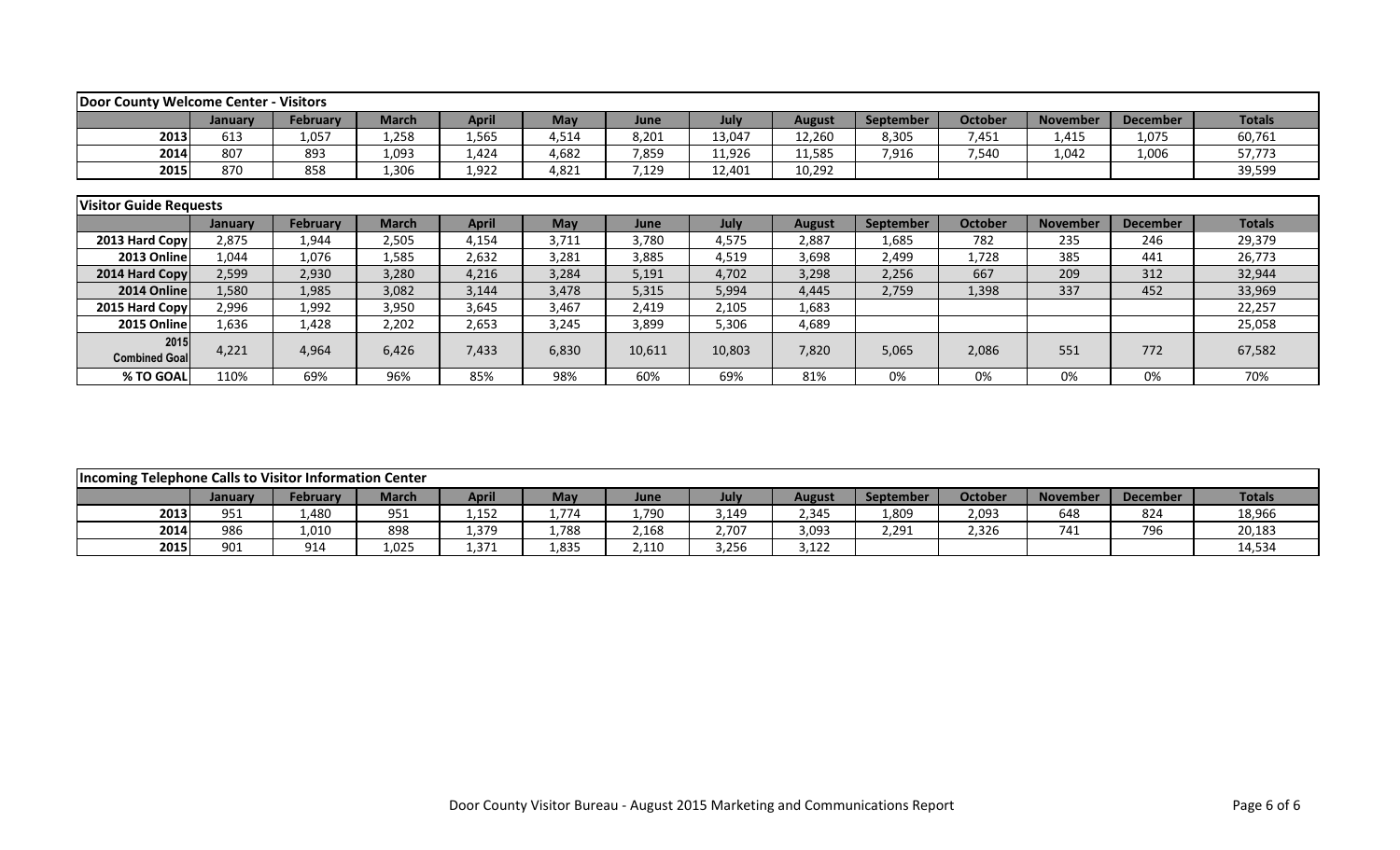| Door County Welcome Center - Visitors | | | | | | | | | | | | | |
|---|---|---|---|---|---|---|---|---|---|---|---|---|---|
| | January | February | March | April | May | June | July | August | September | October | November | December | Totals |
| 2013 | 613 | 1,057 | 1,258 | 1,565 | 4,514 | 8,201 | 13,047 | 12,260 | 8,305 | 7,451 | 1,415 | 1,075 | 60,761 |
| 2014 | 807 | 893 | 1,093 | 1,424 | 4,682 | 7,859 | 11,926 | 11,585 | 7,916 | 7,540 | 1,042 | 1,006 | 57,773 |
| 2015 | 870 | 858 | 1,306 | 1,922 | 4,821 | 7,129 | 12,401 | 10,292 | | | | | 39,599 |

| Visitor Guide Requests | | | | | | | | | | | | | |
|---|---|---|---|---|---|---|---|---|---|---|---|---|---|
| | January | February | March | April | May | June | July | August | September | October | November | December | Totals |
| 2013 Hard Copy | 2,875 | 1,944 | 2,505 | 4,154 | 3,711 | 3,780 | 4,575 | 2,887 | 1,685 | 782 | 235 | 246 | 29,379 |
| 2013 Online | 1,044 | 1,076 | 1,585 | 2,632 | 3,281 | 3,885 | 4,519 | 3,698 | 2,499 | 1,728 | 385 | 441 | 26,773 |
| 2014 Hard Copy | 2,599 | 2,930 | 3,280 | 4,216 | 3,284 | 5,191 | 4,702 | 3,298 | 2,256 | 667 | 209 | 312 | 32,944 |
| 2014 Online | 1,580 | 1,985 | 3,082 | 3,144 | 3,478 | 5,315 | 5,994 | 4,445 | 2,759 | 1,398 | 337 | 452 | 33,969 |
| 2015 Hard Copy | 2,996 | 1,992 | 3,950 | 3,645 | 3,467 | 2,419 | 2,105 | 1,683 | | | | | 22,257 |
| 2015 Online | 1,636 | 1,428 | 2,202 | 2,653 | 3,245 | 3,899 | 5,306 | 4,689 | | | | | 25,058 |
| 2015 Combined Goal | 4,221 | 4,964 | 6,426 | 7,433 | 6,830 | 10,611 | 10,803 | 7,820 | 5,065 | 2,086 | 551 | 772 | 67,582 |
| % TO GOAL | 110% | 69% | 96% | 85% | 98% | 60% | 69% | 81% | 0% | 0% | 0% | 0% | 70% |

| Incoming Telephone Calls to Visitor Information Center | | | | | | | | | | | | | |
|---|---|---|---|---|---|---|---|---|---|---|---|---|---|
| | January | February | March | April | May | June | July | August | September | October | November | December | Totals |
| 2013 | 951 | 1,480 | 951 | 1,152 | 1,774 | 1,790 | 3,149 | 2,345 | 1,809 | 2,093 | 648 | 824 | 18,966 |
| 2014 | 986 | 1,010 | 898 | 1,379 | 1,788 | 2,168 | 2,707 | 3,093 | 2,291 | 2,326 | 741 | 796 | 20,183 |
| 2015 | 901 | 914 | 1,025 | 1,371 | 1,835 | 2,110 | 3,256 | 3,122 | | | | | 14,534 |